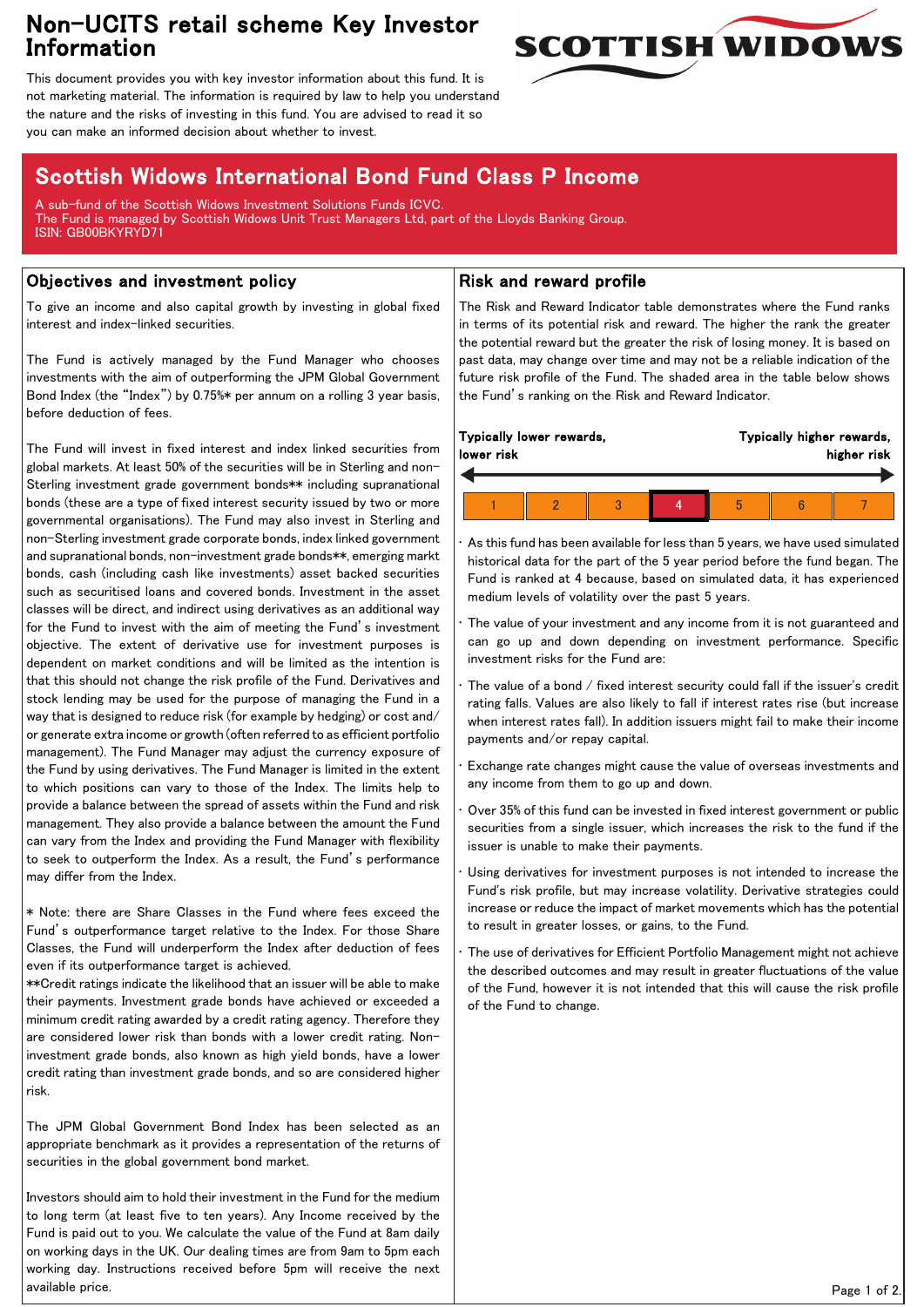# Non-UCITS retail scheme Key Investor Information

This document provides you with key investor information about this fund. It is not marketing material. The information is required by law to help you understand the nature and the risks of investing in this fund. You are advised to read it so you can make an informed decision about whether to invest.

## Scottish Widows International Bond Fund Class P Income

A sub-fund of the Scottish Widows Investment Solutions Funds ICVC.
The Fund is managed by Scottish Widows Unit Trust Managers Ltd, part of the Lloyds Banking Group.
ISIN: GB00BKYRYD71

## Objectives and investment policy

To give an income and also capital growth by investing in global fixed interest and index-linked securities.

The Fund is actively managed by the Fund Manager who chooses investments with the aim of outperforming the JPM Global Government Bond Index (the "Index") by 0.75%* per annum on a rolling 3 year basis, before deduction of fees.

The Fund will invest in fixed interest and index linked securities from global markets. At least 50% of the securities will be in Sterling and non-Sterling investment grade government bonds** including supranational bonds (these are a type of fixed interest security issued by two or more governmental organisations). The Fund may also invest in Sterling and non-Sterling investment grade corporate bonds, index linked government and supranational bonds, non-investment grade bonds**, emerging markt bonds, cash (including cash like investments) asset backed securities such as securitised loans and covered bonds. Investment in the asset classes will be direct, and indirect using derivatives as an additional way for the Fund to invest with the aim of meeting the Fund's investment objective. The extent of derivative use for investment purposes is dependent on market conditions and will be limited as the intention is that this should not change the risk profile of the Fund. Derivatives and stock lending may be used for the purpose of managing the Fund in a way that is designed to reduce risk (for example by hedging) or cost and/or generate extra income or growth (often referred to as efficient portfolio management). The Fund Manager may adjust the currency exposure of the Fund by using derivatives. The Fund Manager is limited in the extent to which positions can vary to those of the Index. The limits help to provide a balance between the spread of assets within the Fund and risk management. They also provide a balance between the amount the Fund can vary from the Index and providing the Fund Manager with flexibility to seek to outperform the Index. As a result, the Fund's performance may differ from the Index.

* Note: there are Share Classes in the Fund where fees exceed the Fund's outperformance target relative to the Index. For those Share Classes, the Fund will underperform the Index after deduction of fees even if its outperformance target is achieved.
**Credit ratings indicate the likelihood that an issuer will be able to make their payments. Investment grade bonds have achieved or exceeded a minimum credit rating awarded by a credit rating agency. Therefore they are considered lower risk than bonds with a lower credit rating. Non-investment grade bonds, also known as high yield bonds, have a lower credit rating than investment grade bonds, and so are considered higher risk.

The JPM Global Government Bond Index has been selected as an appropriate benchmark as it provides a representation of the returns of securities in the global government bond market.

Investors should aim to hold their investment in the Fund for the medium to long term (at least five to ten years). Any Income received by the Fund is paid out to you. We calculate the value of the Fund at 8am daily on working days in the UK. Our dealing times are from 9am to 5pm each working day. Instructions received before 5pm will receive the next available price.

## Risk and reward profile

The Risk and Reward Indicator table demonstrates where the Fund ranks in terms of its potential risk and reward. The higher the rank the greater the potential reward but the greater the risk of losing money. It is based on past data, may change over time and may not be a reliable indication of the future risk profile of the Fund. The shaded area in the table below shows the Fund's ranking on the Risk and Reward Indicator.

**Typically lower rewards, lower risk** ← → **Typically higher rewards, higher risk**

| 1 | 2 | 3 | **4** | 5 | 6 | 7 |
|---|---|---|---|---|---|---|

- As this fund has been available for less than 5 years, we have used simulated historical data for the part of the 5 year period before the fund began. The Fund is ranked at 4 because, based on simulated data, it has experienced medium levels of volatility over the past 5 years.
- The value of your investment and any income from it is not guaranteed and can go up and down depending on investment performance. Specific investment risks for the Fund are:
- The value of a bond / fixed interest security could fall if the issuer's credit rating falls. Values are also likely to fall if interest rates rise (but increase when interest rates fall). In addition issuers might fail to make their income payments and/or repay capital.
- Exchange rate changes might cause the value of overseas investments and any income from them to go up and down.
- Over 35% of this fund can be invested in fixed interest government or public securities from a single issuer, which increases the risk to the fund if the issuer is unable to make their payments.
- Using derivatives for investment purposes is not intended to increase the Fund's risk profile, but may increase volatility. Derivative strategies could increase or reduce the impact of market movements which has the potential to result in greater losses, or gains, to the Fund.
- The use of derivatives for Efficient Portfolio Management might not achieve the described outcomes and may result in greater fluctuations of the value of the Fund, however it is not intended that this will cause the risk profile of the Fund to change.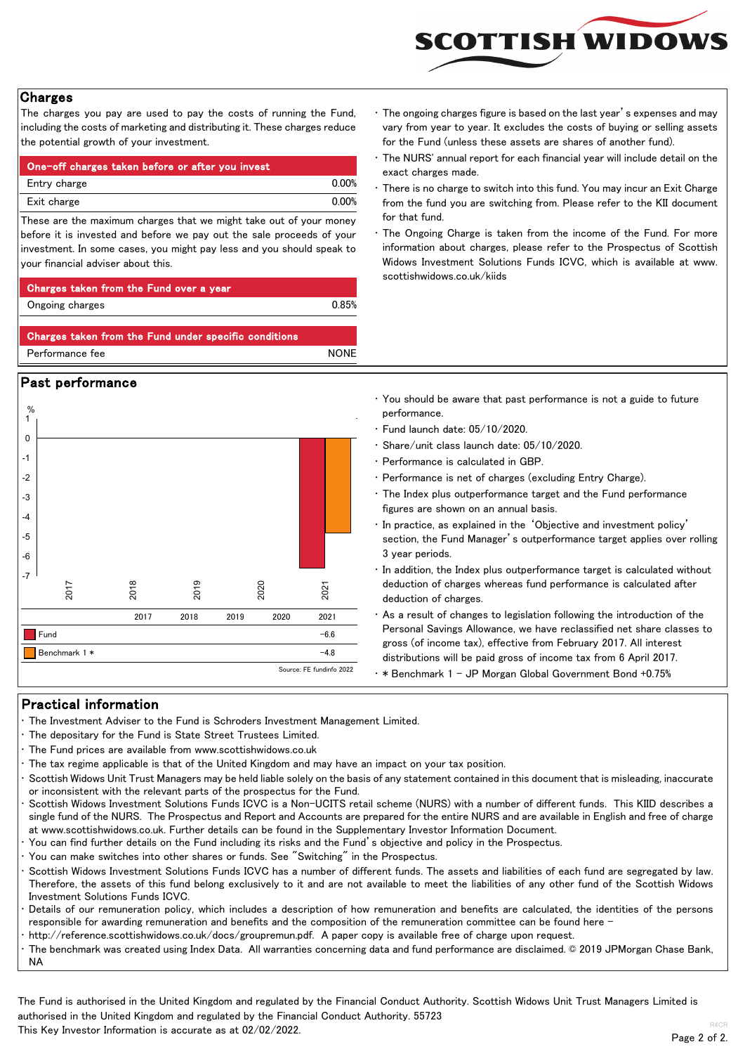## Charges

The charges you pay are used to pay the costs of running the Fund, including the costs of marketing and distributing it. These charges reduce the potential growth of your investment.

| One-off charges taken before or after you invest | |
|---|---|
| Entry charge | 0.00% |
| Exit charge | 0.00% |

These are the maximum charges that we might take out of your money before it is invested and before we pay out the sale proceeds of your investment. In some cases, you might pay less and you should speak to your financial adviser about this.

| Charges taken from the Fund over a year | |
|---|---|
| Ongoing charges | 0.85% |

| Charges taken from the Fund under specific conditions | |
|---|---|
| Performance fee | NONE |

- The ongoing charges figure is based on the last year's expenses and may vary from year to year. It excludes the costs of buying or selling assets for the Fund (unless these assets are shares of another fund).
- The NURS' annual report for each financial year will include detail on the exact charges made.
- There is no charge to switch into this fund. You may incur an Exit Charge from the fund you are switching from. Please refer to the KII document for that fund.
- The Ongoing Charge is taken from the income of the Fund. For more information about charges, please refer to the Prospectus of Scottish Widows Investment Solutions Funds ICVC, which is available at www.scottishwidows.co.uk/kiids

## Past performance

%
1
0
-1
-2
-3
-4
-5
-6
-7
2017
2018
2019
2020
2021

| | 2017 | 2018 | 2019 | 2020 | 2021 |
|---|---|---|---|---|---|
| Fund | | | | | -6.6 |
| Benchmark 1 * | | | | | -4.8 |

Source: FE fundinfo 2022

- You should be aware that past performance is not a guide to future performance.
- Fund launch date: 05/10/2020.
- Share/unit class launch date: 05/10/2020.
- Performance is calculated in GBP.
- Performance is net of charges (excluding Entry Charge).
- The Index plus outperformance target and the Fund performance figures are shown on an annual basis.
- In practice, as explained in the 'Objective and investment policy' section, the Fund Manager's outperformance target applies over rolling 3 year periods.
- In addition, the Index plus outperformance target is calculated without deduction of charges whereas fund performance is calculated after deduction of charges.
- As a result of changes to legislation following the introduction of the Personal Savings Allowance, we have reclassified net share classes to gross (of income tax), effective from February 2017. All interest distributions will be paid gross of income tax from 6 April 2017.
- * Benchmark 1 - JP Morgan Global Government Bond +0.75%

## Practical information

- The Investment Adviser to the Fund is Schroders Investment Management Limited.
- The depositary for the Fund is State Street Trustees Limited.
- The Fund prices are available from www.scottishwidows.co.uk
- The tax regime applicable is that of the United Kingdom and may have an impact on your tax position.
- Scottish Widows Unit Trust Managers may be held liable solely on the basis of any statement contained in this document that is misleading, inaccurate or inconsistent with the relevant parts of the prospectus for the Fund.
- Scottish Widows Investment Solutions Funds ICVC is a Non-UCITS retail scheme (NURS) with a number of different funds. This KIID describes a single fund of the NURS. The Prospectus and Report and Accounts are prepared for the entire NURS and are available in English and free of charge at www.scottishwidows.co.uk. Further details can be found in the Supplementary Investor Information Document.
- You can find further details on the Fund including its risks and the Fund's objective and policy in the Prospectus.
- You can make switches into other shares or funds. See "Switching" in the Prospectus.
- Scottish Widows Investment Solutions Funds ICVC has a number of different funds. The assets and liabilities of each fund are segregated by law. Therefore, the assets of this fund belong exclusively to it and are not available to meet the liabilities of any other fund of the Scottish Widows Investment Solutions Funds ICVC.
- Details of our remuneration policy, which includes a description of how remuneration and benefits are calculated, the identities of the persons responsible for awarding remuneration and benefits and the composition of the remuneration committee can be found here -
- http://reference.scottishwidows.co.uk/docs/groupremun.pdf. A paper copy is available free of charge upon request.
- The benchmark was created using Index Data. All warranties concerning data and fund performance are disclaimed. © 2019 JPMorgan Chase Bank, NA

The Fund is authorised in the United Kingdom and regulated by the Financial Conduct Authority. Scottish Widows Unit Trust Managers Limited is authorised in the United Kingdom and regulated by the Financial Conduct Authority. 55723
This Key Investor Information is accurate as at 02/02/2022.